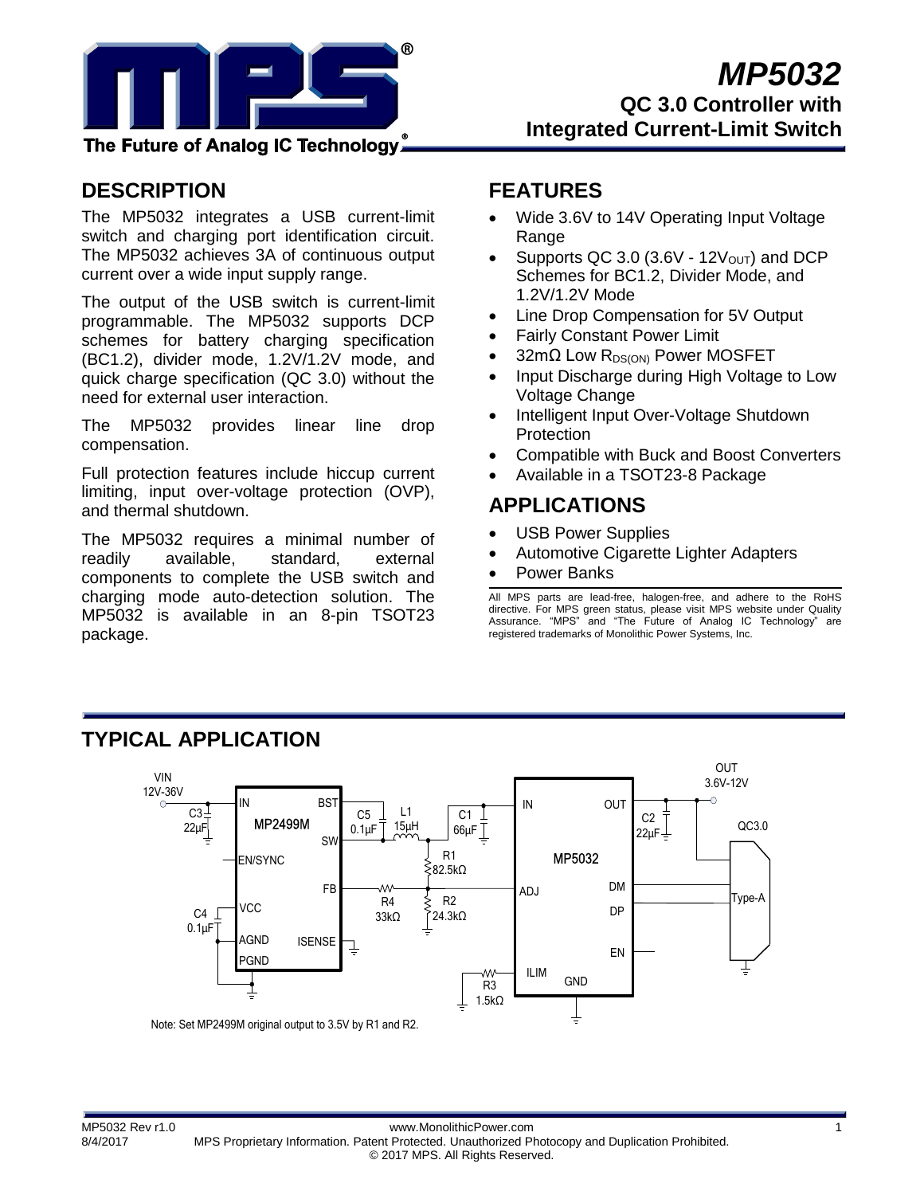# MP5032

## QC 3.0 Controller with Integrated Current-Limit Switch

## DESCRIPTION

The MP5032 integrates a USB current-limit switch and charging port identification circuit. The MP5032 achieves 3A of continuous output current over a wide input supply range.

The output of the USB switch is current-limit programmable. The MP5032 supports DCP schemes for battery charging specification (BC1.2), divider mode, 1.2V/1.2V mode, and quick charge specification (QC 3.0) without the need for external user interaction.

The MP5032 provides linear line drop compensation.

Full protection features include hiccup current limiting, input over-voltage protection (OVP), and thermal shutdown.

The MP5032 requires a minimal number of readily available, standard, external components to complete the USB switch and charging mode auto-detection solution. The MP5032 is available in an 8-pin TSOT23 package.

## FEATURES

- Wide 3.6V to 14V Operating Input Voltage Range
- Supports QC 3.0 (3.6V - 12$V_{OUT}$) and DCP Schemes for BC1.2, Divider Mode, and 1.2V/1.2V Mode
- Line Drop Compensation for 5V Output
- Fairly Constant Power Limit
- 32mΩ Low $R_{DS(ON)}$ Power MOSFET
- Input Discharge during High Voltage to Low Voltage Change
- Intelligent Input Over-Voltage Shutdown Protection
- Compatible with Buck and Boost Converters
- Available in a TSOT23-8 Package

## APPLICATIONS

- USB Power Supplies
- Automotive Cigarette Lighter Adapters
- Power Banks

All MPS parts are lead-free, halogen-free, and adhere to the RoHS directive. For MPS green status, please visit MPS website under Quality Assurance. "MPS" and "The Future of Analog IC Technology" are registered trademarks of Monolithic Power Systems, Inc.

## TYPICAL APPLICATION

Note: Set MP2499M original output to 3.5V by R1 and R2.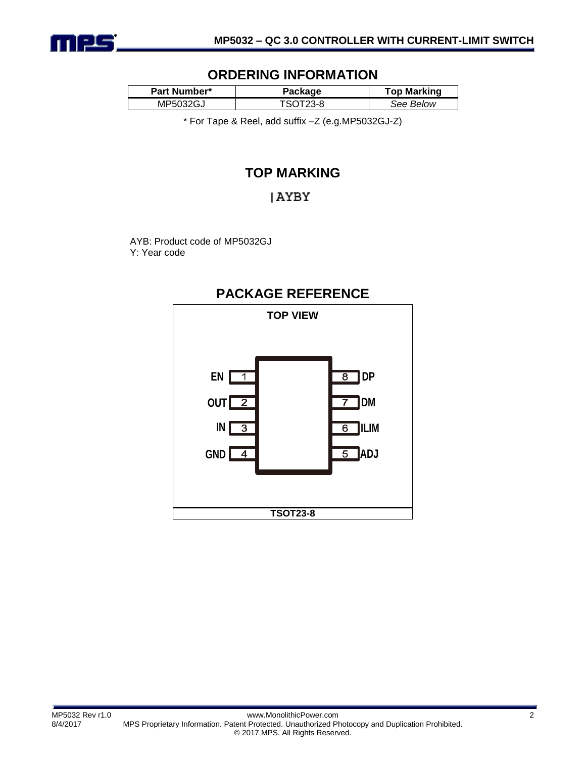## ORDERING INFORMATION

| Part Number* | Package | Top Marking |
|---|---|---|
| MP5032GJ | TSOT23-8 | *See Below* |

\* For Tape & Reel, add suffix –Z (e.g.MP5032GJ-Z)

## TOP MARKING

|AYBY

AYB: Product code of MP5032GJ
Y: Year code

## PACKAGE REFERENCE

**TOP VIEW**

| Pin | Name | Pin | Name |
|---|---|---|---|
| 1 | EN | 8 | DP |
| 2 | OUT | 7 | DM |
| 3 | IN | 6 | ILIM |
| 4 | GND | 5 | ADJ |

**TSOT23-8**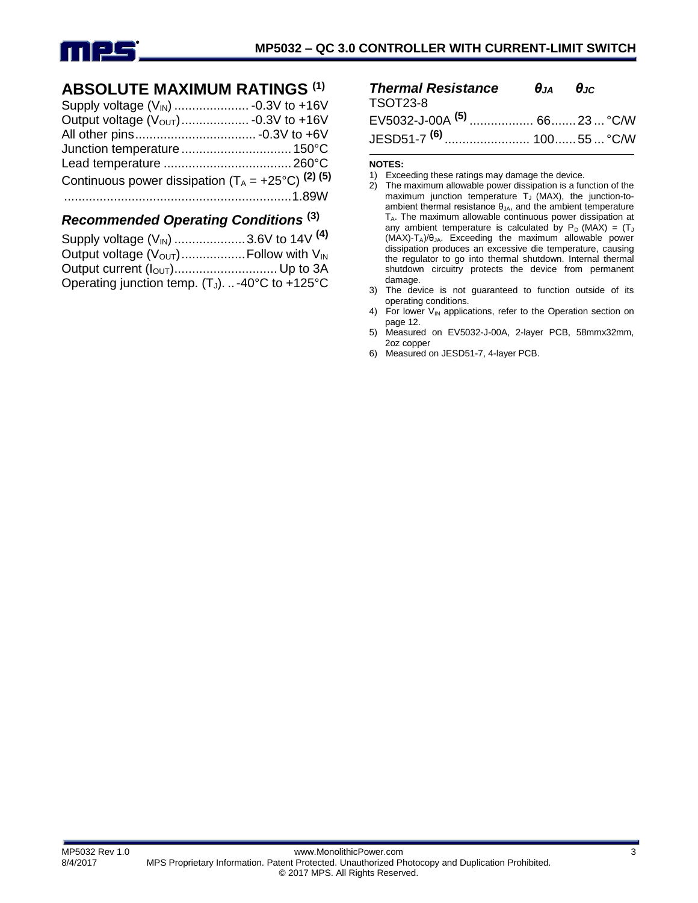## ABSOLUTE MAXIMUM RATINGS [1]

Supply voltage ($V_{IN}$) .................... -0.3V to +16V
Output voltage ($V_{OUT}$) .................. -0.3V to +16V
All other pins .................................. -0.3V to +6V
Junction temperature ............................... 150°C
Lead temperature .................................... 260°C
Continuous power dissipation ($T_A$ = +25°C) [2] [5]
................................................................ 1.89W

### *Recommended Operating Conditions* [3]

Supply voltage ($V_{IN}$) .................... 3.6V to 14V [4]
Output voltage ($V_{OUT}$) .................. Follow with $V_{IN}$
Output current ($I_{OUT}$) ............................ Up to 3A
Operating junction temp. ($T_J$). .. -40°C to +125°C

### *Thermal Resistance*

| TSOT23-8 | $\theta_{JA}$ | $\theta_{JC}$ | |
|---|---|---|---|
| EV5032-J-00A [5] | 66 | 23 | °C/W |
| JESD51-7 [6] | 100 | 55 | °C/W |

**NOTES:**

1) Exceeding these ratings may damage the device.
2) The maximum allowable power dissipation is a function of the maximum junction temperature $T_J$ (MAX), the junction-to-ambient thermal resistance $\theta_{JA}$, and the ambient temperature $T_A$. The maximum allowable continuous power dissipation at any ambient temperature is calculated by $P_D$ (MAX) = ($T_J$ (MAX)-$T_A$)/$\theta_{JA}$. Exceeding the maximum allowable power dissipation produces an excessive die temperature, causing the regulator to go into thermal shutdown. Internal thermal shutdown circuitry protects the device from permanent damage.
3) The device is not guaranteed to function outside of its operating conditions.
4) For lower $V_{IN}$ applications, refer to the Operation section on page 12.
5) Measured on EV5032-J-00A, 2-layer PCB, 58mmx32mm, 2oz copper
6) Measured on JESD51-7, 4-layer PCB.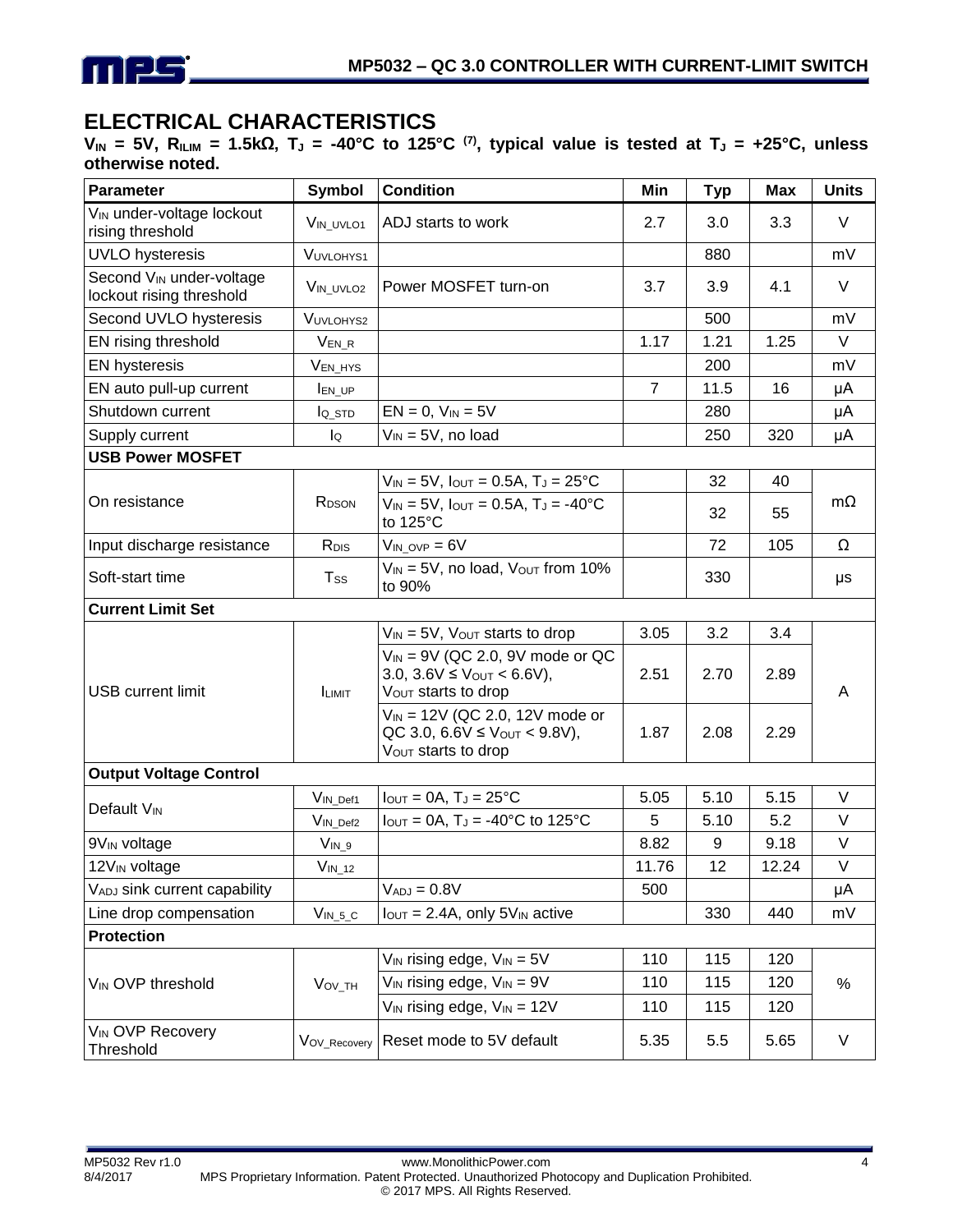## ELECTRICAL CHARACTERISTICS

**$V_{IN}$ = 5V, $R_{ILIM}$ = 1.5kΩ, $T_J$ = -40°C to 125°C [7], typical value is tested at $T_J$ = +25°C, unless otherwise noted.**

| Parameter | Symbol | Condition | Min | Typ | Max | Units |
|---|---|---|---|---|---|---|
| $V_{IN}$ under-voltage lockout rising threshold | $V_{IN\_UVLO1}$ | ADJ starts to work | 2.7 | 3.0 | 3.3 | V |
| UVLO hysteresis | $V_{UVLOHYS1}$ | | | 880 | | mV |
| Second $V_{IN}$ under-voltage lockout rising threshold | $V_{IN\_UVLO2}$ | Power MOSFET turn-on | 3.7 | 3.9 | 4.1 | V |
| Second UVLO hysteresis | $V_{UVLOHYS2}$ | | | 500 | | mV |
| EN rising threshold | $V_{EN\_R}$ | | 1.17 | 1.21 | 1.25 | V |
| EN hysteresis | $V_{EN\_HYS}$ | | | 200 | | mV |
| EN auto pull-up current | $I_{EN\_UP}$ | | 7 | 11.5 | 16 | μA |
| Shutdown current | $I_{Q\_STD}$ | EN = 0, $V_{IN}$ = 5V | | 280 | | μA |
| Supply current | $I_Q$ | $V_{IN}$ = 5V, no load | | 250 | 320 | μA |
| **USB Power MOSFET** | | | | | | |
| On resistance | $R_{DSON}$ | $V_{IN}$ = 5V, $I_{OUT}$ = 0.5A, $T_J$ = 25°C | | 32 | 40 | mΩ |
| | | $V_{IN}$ = 5V, $I_{OUT}$ = 0.5A, $T_J$ = -40°C to 125°C | | 32 | 55 | |
| Input discharge resistance | $R_{DIS}$ | $V_{IN\_OVP}$ = 6V | | 72 | 105 | Ω |
| Soft-start time | $T_{SS}$ | $V_{IN}$ = 5V, no load, $V_{OUT}$ from 10% to 90% | | 330 | | μs |
| **Current Limit Set** | | | | | | |
| USB current limit | $I_{LIMIT}$ | $V_{IN}$ = 5V, $V_{OUT}$ starts to drop | 3.05 | 3.2 | 3.4 | A |
| | | $V_{IN}$ = 9V (QC 2.0, 9V mode or QC 3.0, 3.6V ≤ $V_{OUT}$ < 6.6V), $V_{OUT}$ starts to drop | 2.51 | 2.70 | 2.89 | |
| | | $V_{IN}$ = 12V (QC 2.0, 12V mode or QC 3.0, 6.6V ≤ $V_{OUT}$ < 9.8V), $V_{OUT}$ starts to drop | 1.87 | 2.08 | 2.29 | |
| **Output Voltage Control** | | | | | | |
| Default $V_{IN}$ | $V_{IN\_Def1}$ | $I_{OUT}$ = 0A, $T_J$ = 25°C | 5.05 | 5.10 | 5.15 | V |
| | $V_{IN\_Def2}$ | $I_{OUT}$ = 0A, $T_J$ = -40°C to 125°C | 5 | 5.10 | 5.2 | V |
| 9$V_{IN}$ voltage | $V_{IN\_9}$ | | 8.82 | 9 | 9.18 | V |
| 12$V_{IN}$ voltage | $V_{IN\_12}$ | | 11.76 | 12 | 12.24 | V |
| $V_{ADJ}$ sink current capability | | $V_{ADJ}$ = 0.8V | 500 | | | μA |
| Line drop compensation | $V_{IN\_5\_C}$ | $I_{OUT}$ = 2.4A, only 5$V_{IN}$ active | | 330 | 440 | mV |
| **Protection** | | | | | | |
| $V_{IN}$ OVP threshold | $V_{OV\_TH}$ | $V_{IN}$ rising edge, $V_{IN}$ = 5V | 110 | 115 | 120 | % |
| | | $V_{IN}$ rising edge, $V_{IN}$ = 9V | 110 | 115 | 120 | |
| | | $V_{IN}$ rising edge, $V_{IN}$ = 12V | 110 | 115 | 120 | |
| $V_{IN}$ OVP Recovery Threshold | $V_{OV\_Recovery}$ | Reset mode to 5V default | 5.35 | 5.5 | 5.65 | V |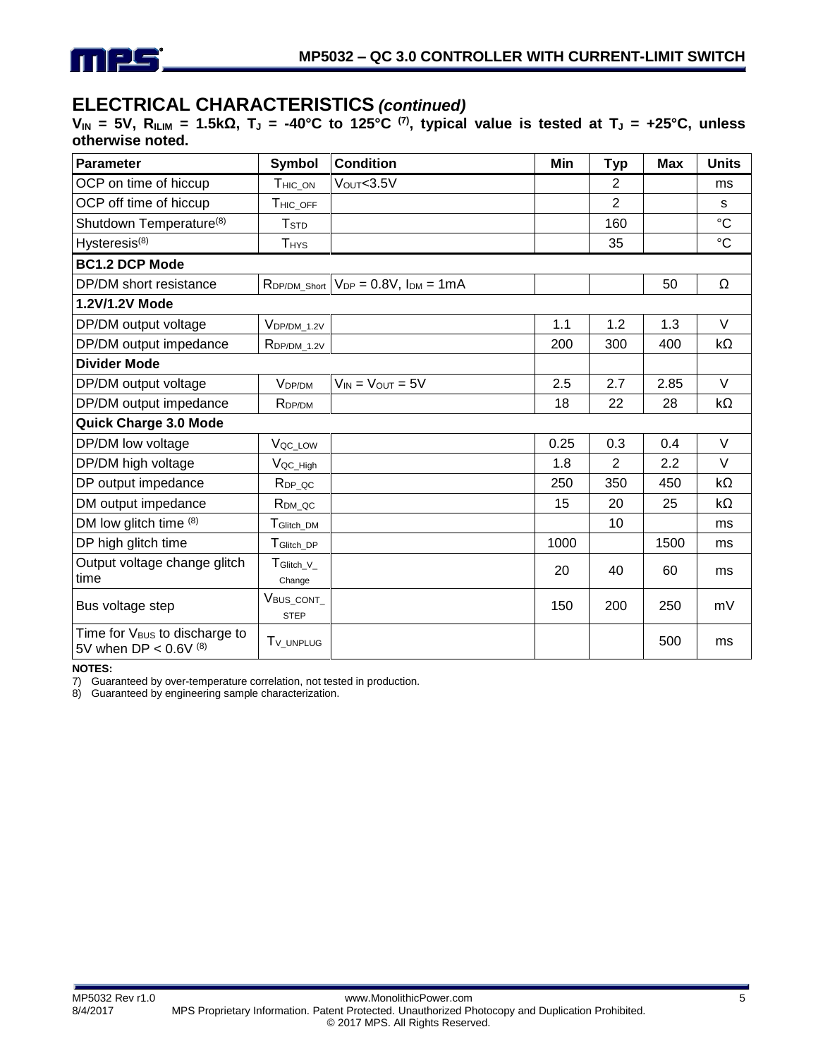## ELECTRICAL CHARACTERISTICS *(continued)*

**$V_{IN}$ = 5V, $R_{ILIM}$ = 1.5kΩ, $T_J$ = -40°C to 125°C (7), typical value is tested at $T_J$ = +25°C, unless otherwise noted.**

| Parameter | Symbol | Condition | Min | Typ | Max | Units |
|---|---|---|---|---|---|---|
| OCP on time of hiccup | $T_{HIC\_ON}$ | $V_{OUT}$<3.5V | | 2 | | ms |
| OCP off time of hiccup | $T_{HIC\_OFF}$ | | | 2 | | s |
| Shutdown Temperature(8) | $T_{STD}$ | | | 160 | | °C |
| Hysteresis(8) | $T_{HYS}$ | | | 35 | | °C |
| **BC1.2 DCP Mode** | | | | | | |
| DP/DM short resistance | $R_{DP/DM\_Short}$ | $V_{DP}$ = 0.8V, $I_{DM}$ = 1mA | | | 50 | Ω |
| **1.2V/1.2V Mode** | | | | | | |
| DP/DM output voltage | $V_{DP/DM\_1.2V}$ | | 1.1 | 1.2 | 1.3 | V |
| DP/DM output impedance | $R_{DP/DM\_1.2V}$ | | 200 | 300 | 400 | kΩ |
| **Divider Mode** | | | | | | |
| DP/DM output voltage | $V_{DP/DM}$ | $V_{IN}$ = $V_{OUT}$ = 5V | 2.5 | 2.7 | 2.85 | V |
| DP/DM output impedance | $R_{DP/DM}$ | | 18 | 22 | 28 | kΩ |
| **Quick Charge 3.0 Mode** | | | | | | |
| DP/DM low voltage | $V_{QC\_LOW}$ | | 0.25 | 0.3 | 0.4 | V |
| DP/DM high voltage | $V_{QC\_High}$ | | 1.8 | 2 | 2.2 | V |
| DP output impedance | $R_{DP\_QC}$ | | 250 | 350 | 450 | kΩ |
| DM output impedance | $R_{DM\_QC}$ | | 15 | 20 | 25 | kΩ |
| DM low glitch time (8) | $T_{Glitch\_DM}$ | | | 10 | | ms |
| DP high glitch time | $T_{Glitch\_DP}$ | | 1000 | | 1500 | ms |
| Output voltage change glitch time | $T_{Glitch\_V\_Change}$ | | 20 | 40 | 60 | ms |
| Bus voltage step | $V_{BUS\_CONT\_STEP}$ | | 150 | 200 | 250 | mV |
| Time for $V_{BUS}$ to discharge to 5V when DP < 0.6V (8) | $T_{V\_UNPLUG}$ | | | | 500 | ms |

**NOTES:**

7) Guaranteed by over-temperature correlation, not tested in production.

8) Guaranteed by engineering sample characterization.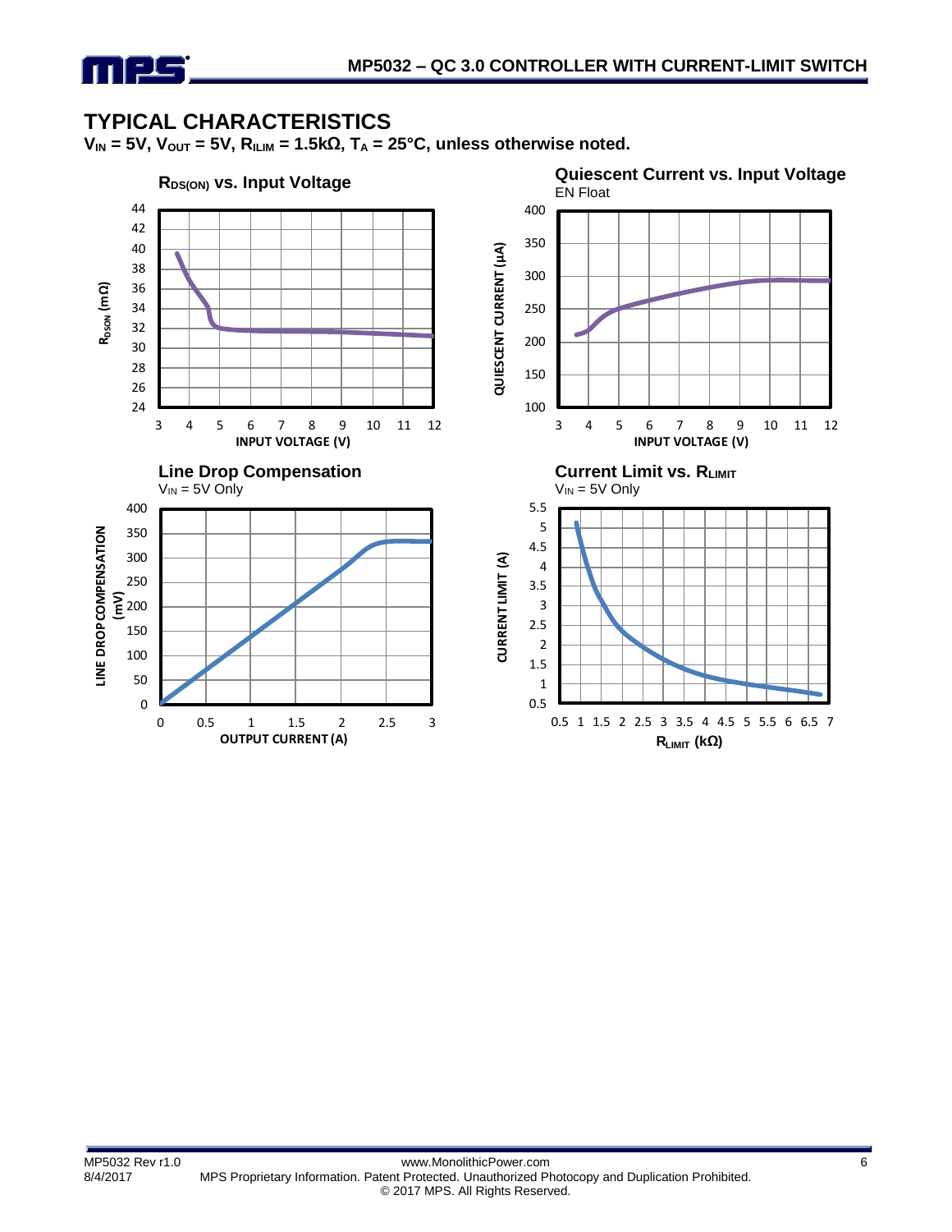## TYPICAL CHARACTERISTICS

**$V_{IN}$ = 5V, $V_{OUT}$ = 5V, $R_{ILIM}$ = 1.5kΩ, $T_A$ = 25°C, unless otherwise noted.**

**$R_{DS(ON)}$ vs. Input Voltage**

**Quiescent Current vs. Input Voltage**

EN Float

**Line Drop Compensation**

$V_{IN}$ = 5V Only

**Current Limit vs. $R_{LIMIT}$**

$V_{IN}$ = 5V Only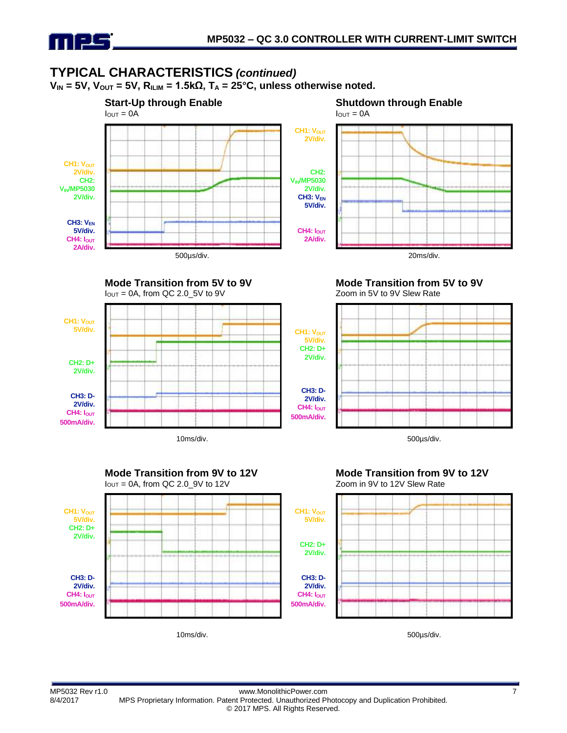## TYPICAL CHARACTERISTICS *(continued)*

**$V_{IN}$ = 5V, $V_{OUT}$ = 5V, $R_{ILIM}$ = 1.5kΩ, $T_A$ = 25°C, unless otherwise noted.**

### Start-Up through Enable

$I_{OUT}$ = 0A

CH1: $V_{OUT}$ 2V/div.
CH2: $V_{IN}$/MP5030 2V/div.
CH3: $V_{EN}$ 5V/div.
CH4: $I_{OUT}$ 2A/div.

500µs/div.

### Shutdown through Enable

$I_{OUT}$ = 0A

CH1: $V_{OUT}$ 2V/div.
CH2: $V_{IN}$/MP5030 2V/div.
CH3: $V_{EN}$ 5V/div.
CH4: $I_{OUT}$ 2A/div.

20ms/div.

### Mode Transition from 5V to 9V

$I_{OUT}$ = 0A, from QC 2.0_5V to 9V

CH1: $V_{OUT}$ 5V/div.
CH2: D+ 2V/div.
CH3: D- 2V/div.
CH4: $I_{OUT}$ 500mA/div.

10ms/div.

### Mode Transition from 5V to 9V

Zoom in 5V to 9V Slew Rate

CH1: $V_{OUT}$ 5V/div.
CH2: D+ 2V/div.
CH3: D- 2V/div.
CH4: $I_{OUT}$ 500mA/div.

500µs/div.

### Mode Transition from 9V to 12V

$I_{OUT}$ = 0A, from QC 2.0_9V to 12V

CH1: $V_{OUT}$ 5V/div.
CH2: D+ 2V/div.
CH3: D- 2V/div.
CH4: $I_{OUT}$ 500mA/div.

10ms/div.

### Mode Transition from 9V to 12V

Zoom in 9V to 12V Slew Rate

CH1: $V_{OUT}$ 5V/div.
CH2: D+ 2V/div.
CH3: D- 2V/div.
CH4: $I_{OUT}$ 500mA/div.

500µs/div.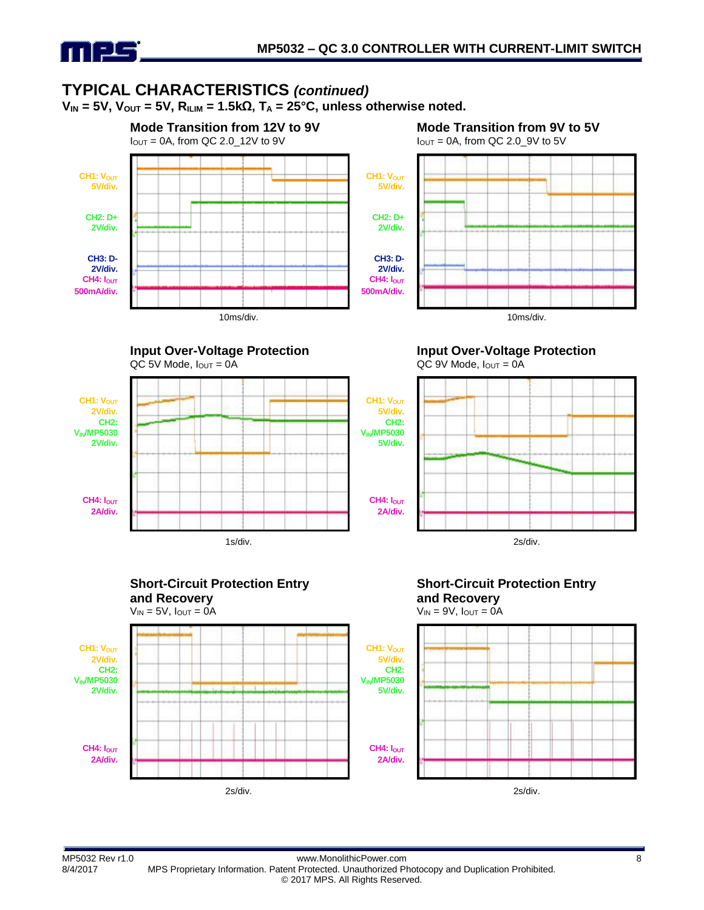## TYPICAL CHARACTERISTICS *(continued)*

**$V_{IN}$ = 5V, $V_{OUT}$ = 5V, $R_{ILIM}$ = 1.5kΩ, $T_A$ = 25°C, unless otherwise noted.**

**Mode Transition from 12V to 9V**

$I_{OUT}$ = 0A, from QC 2.0_12V to 9V

CH1: $V_{OUT}$ 5V/div.
CH2: D+ 2V/div.
CH3: D- 2V/div.
CH4: $I_{OUT}$ 500mA/div.

10ms/div.

**Mode Transition from 9V to 5V**

$I_{OUT}$ = 0A, from QC 2.0_9V to 5V

CH1: $V_{OUT}$ 5V/div.
CH2: D+ 2V/div.
CH3: D- 2V/div.
CH4: $I_{OUT}$ 500mA/div.

10ms/div.

**Input Over-Voltage Protection**

QC 5V Mode, $I_{OUT}$ = 0A

CH1: $V_{OUT}$ 2V/div.
CH2: $V_{IN}$/MP5030 2V/div.
CH4: $I_{OUT}$ 2A/div.

1s/div.

**Input Over-Voltage Protection**

QC 9V Mode, $I_{OUT}$ = 0A

CH1: $V_{OUT}$ 5V/div.
CH2: $V_{IN}$/MP5030 5V/div.
CH4: $I_{OUT}$ 2A/div.

2s/div.

**Short-Circuit Protection Entry and Recovery**

$V_{IN}$ = 5V, $I_{OUT}$ = 0A

CH1: $V_{OUT}$ 2V/div.
CH2: $V_{IN}$/MP5030 2V/div.
CH4: $I_{OUT}$ 2A/div.

2s/div.

**Short-Circuit Protection Entry and Recovery**

$V_{IN}$ = 9V, $I_{OUT}$ = 0A

CH1: $V_{OUT}$ 5V/div.
CH2: $V_{IN}$/MP5030 5V/div.
CH4: $I_{OUT}$ 2A/div.

2s/div.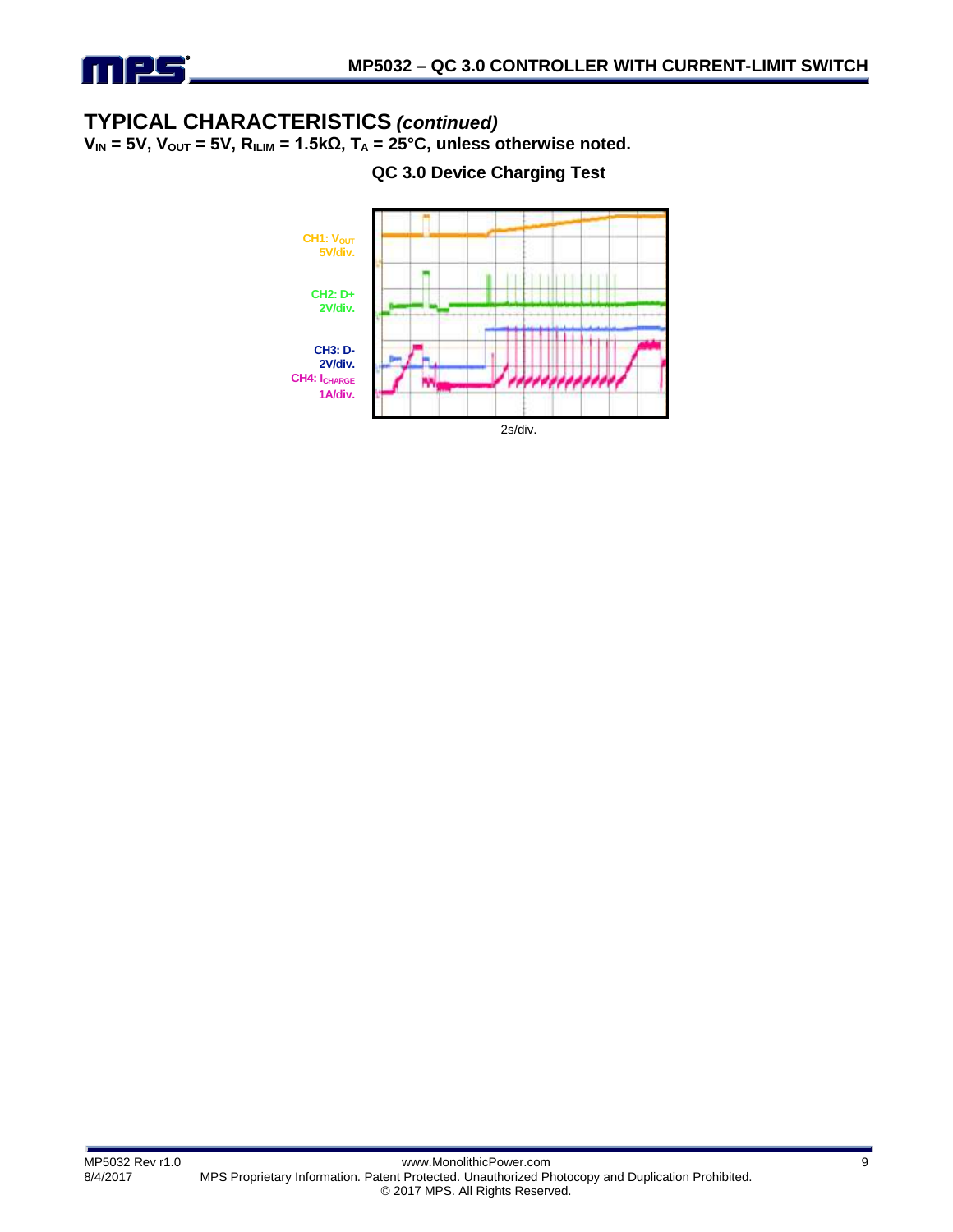## TYPICAL CHARACTERISTICS *(continued)*

**$V_{IN}$ = 5V, $V_{OUT}$ = 5V, $R_{ILIM}$ = 1.5kΩ, $T_A$ = 25°C, unless otherwise noted.**

**QC 3.0 Device Charging Test**

CH1: $V_{OUT}$ 5V/div.

CH2: D+ 2V/div.

CH3: D- 2V/div.

CH4: $I_{CHARGE}$ 1A/div.

2s/div.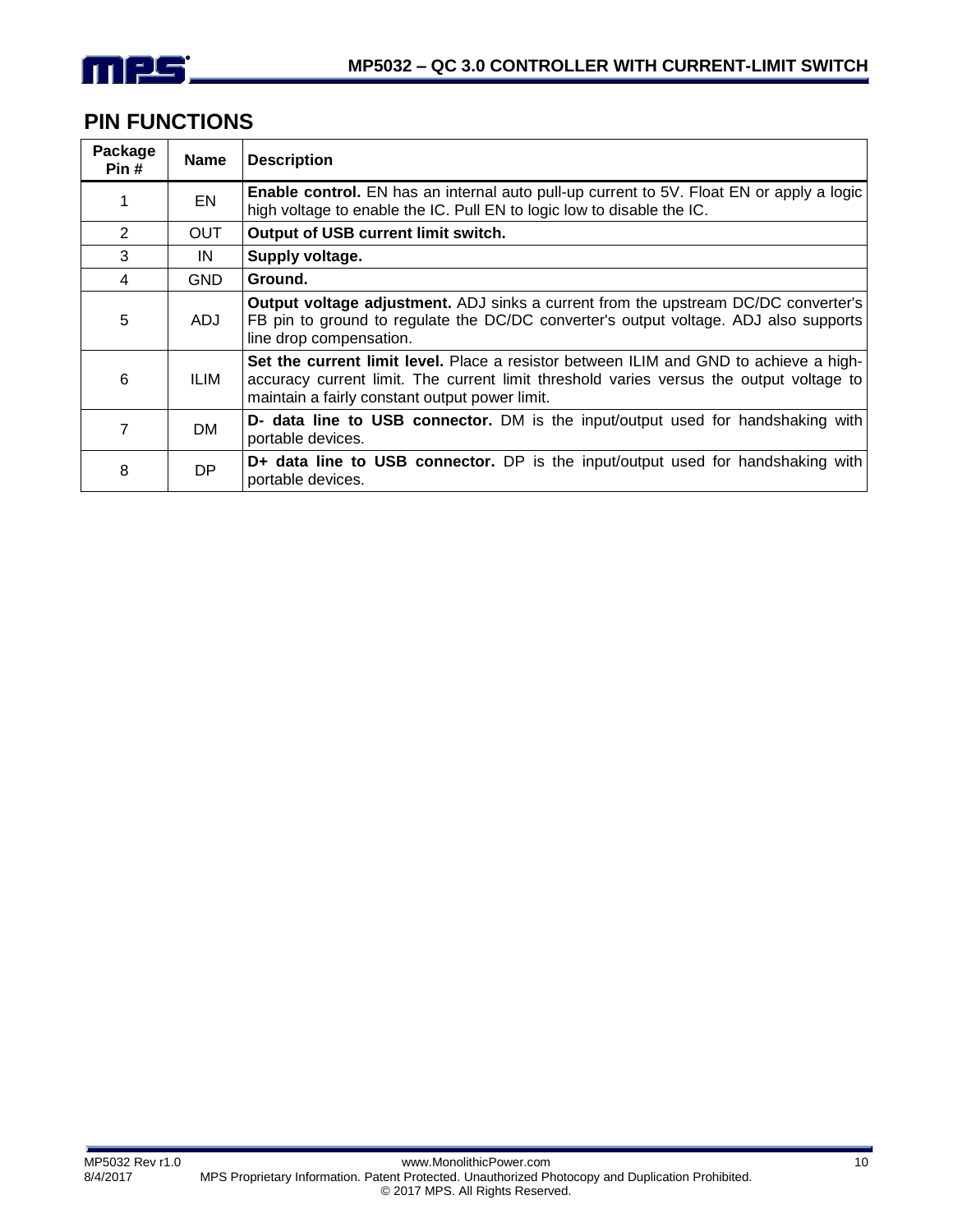## PIN FUNCTIONS

| Package Pin # | Name | Description |
|---|---|---|
| 1 | EN | **Enable control.** EN has an internal auto pull-up current to 5V. Float EN or apply a logic high voltage to enable the IC. Pull EN to logic low to disable the IC. |
| 2 | OUT | **Output of USB current limit switch.** |
| 3 | IN | **Supply voltage.** |
| 4 | GND | **Ground.** |
| 5 | ADJ | **Output voltage adjustment.** ADJ sinks a current from the upstream DC/DC converter's FB pin to ground to regulate the DC/DC converter's output voltage. ADJ also supports line drop compensation. |
| 6 | ILIM | **Set the current limit level.** Place a resistor between ILIM and GND to achieve a high-accuracy current limit. The current limit threshold varies versus the output voltage to maintain a fairly constant output power limit. |
| 7 | DM | **D- data line to USB connector.** DM is the input/output used for handshaking with portable devices. |
| 8 | DP | **D+ data line to USB connector.** DP is the input/output used for handshaking with portable devices. |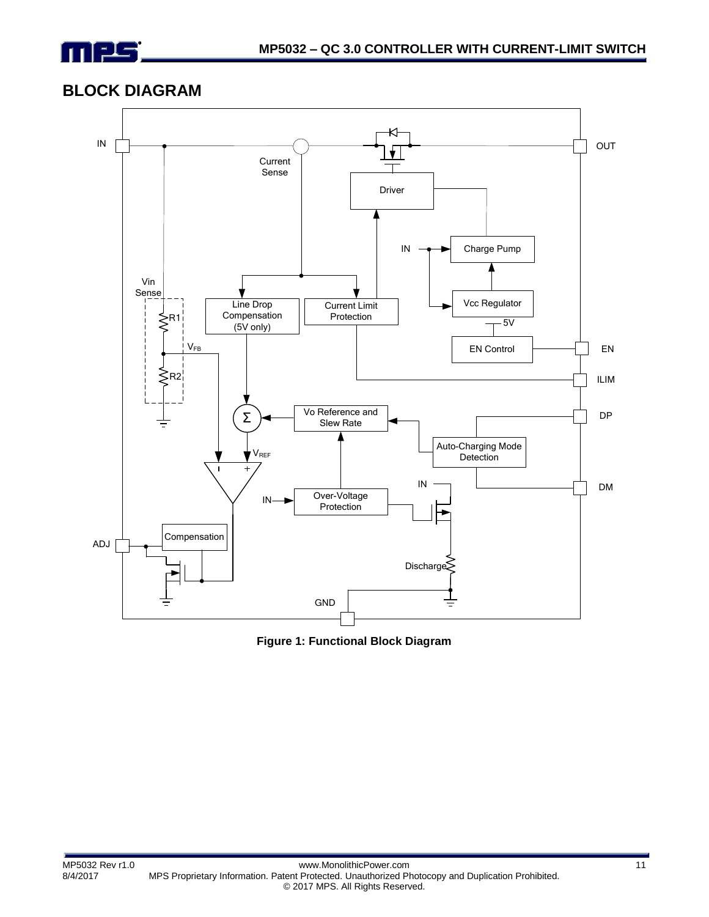## BLOCK DIAGRAM

**Figure 1: Functional Block Diagram**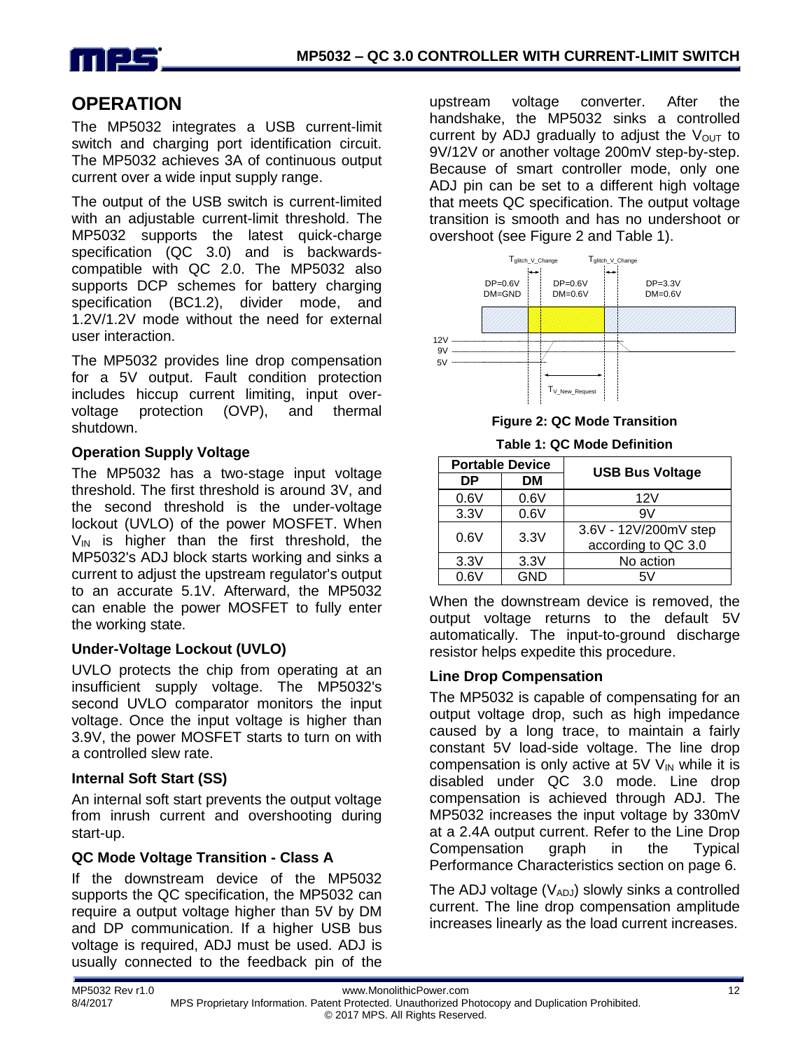## OPERATION

The MP5032 integrates a USB current-limit switch and charging port identification circuit. The MP5032 achieves 3A of continuous output current over a wide input supply range.

The output of the USB switch is current-limited with an adjustable current-limit threshold. The MP5032 supports the latest quick-charge specification (QC 3.0) and is backwards-compatible with QC 2.0. The MP5032 also supports DCP schemes for battery charging specification (BC1.2), divider mode, and 1.2V/1.2V mode without the need for external user interaction.

The MP5032 provides line drop compensation for a 5V output. Fault condition protection includes hiccup current limiting, input over-voltage protection (OVP), and thermal shutdown.

### Operation Supply Voltage

The MP5032 has a two-stage input voltage threshold. The first threshold is around 3V, and the second threshold is the under-voltage lockout (UVLO) of the power MOSFET. When $V_{IN}$ is higher than the first threshold, the MP5032's ADJ block starts working and sinks a current to adjust the upstream regulator's output to an accurate 5.1V. Afterward, the MP5032 can enable the power MOSFET to fully enter the working state.

### Under-Voltage Lockout (UVLO)

UVLO protects the chip from operating at an insufficient supply voltage. The MP5032's second UVLO comparator monitors the input voltage. Once the input voltage is higher than 3.9V, the power MOSFET starts to turn on with a controlled slew rate.

### Internal Soft Start (SS)

An internal soft start prevents the output voltage from inrush current and overshooting during start-up.

### QC Mode Voltage Transition - Class A

If the downstream device of the MP5032 supports the QC specification, the MP5032 can require a output voltage higher than 5V by DM and DP communication. If a higher USB bus voltage is required, ADJ must be used. ADJ is usually connected to the feedback pin of the upstream voltage converter. After the handshake, the MP5032 sinks a controlled current by ADJ gradually to adjust the $V_{OUT}$ to 9V/12V or another voltage 200mV step-by-step. Because of smart controller mode, only one ADJ pin can be set to a different high voltage that meets QC specification. The output voltage transition is smooth and has no undershoot or overshoot (see Figure 2 and Table 1).

**Figure 2: QC Mode Transition**

**Table 1: QC Mode Definition**

| Portable Device | | USB Bus Voltage |
|---|---|---|
| DP | DM | |
| 0.6V | 0.6V | 12V |
| 3.3V | 0.6V | 9V |
| 0.6V | 3.3V | 3.6V - 12V/200mV step according to QC 3.0 |
| 3.3V | 3.3V | No action |
| 0.6V | GND | 5V |

When the downstream device is removed, the output voltage returns to the default 5V automatically. The input-to-ground discharge resistor helps expedite this procedure.

### Line Drop Compensation

The MP5032 is capable of compensating for an output voltage drop, such as high impedance caused by a long trace, to maintain a fairly constant 5V load-side voltage. The line drop compensation is only active at 5V $V_{IN}$ while it is disabled under QC 3.0 mode. Line drop compensation is achieved through ADJ. The MP5032 increases the input voltage by 330mV at a 2.4A output current. Refer to the Line Drop Compensation graph in the Typical Performance Characteristics section on page 6.

The ADJ voltage ($V_{ADJ}$) slowly sinks a controlled current. The line drop compensation amplitude increases linearly as the load current increases.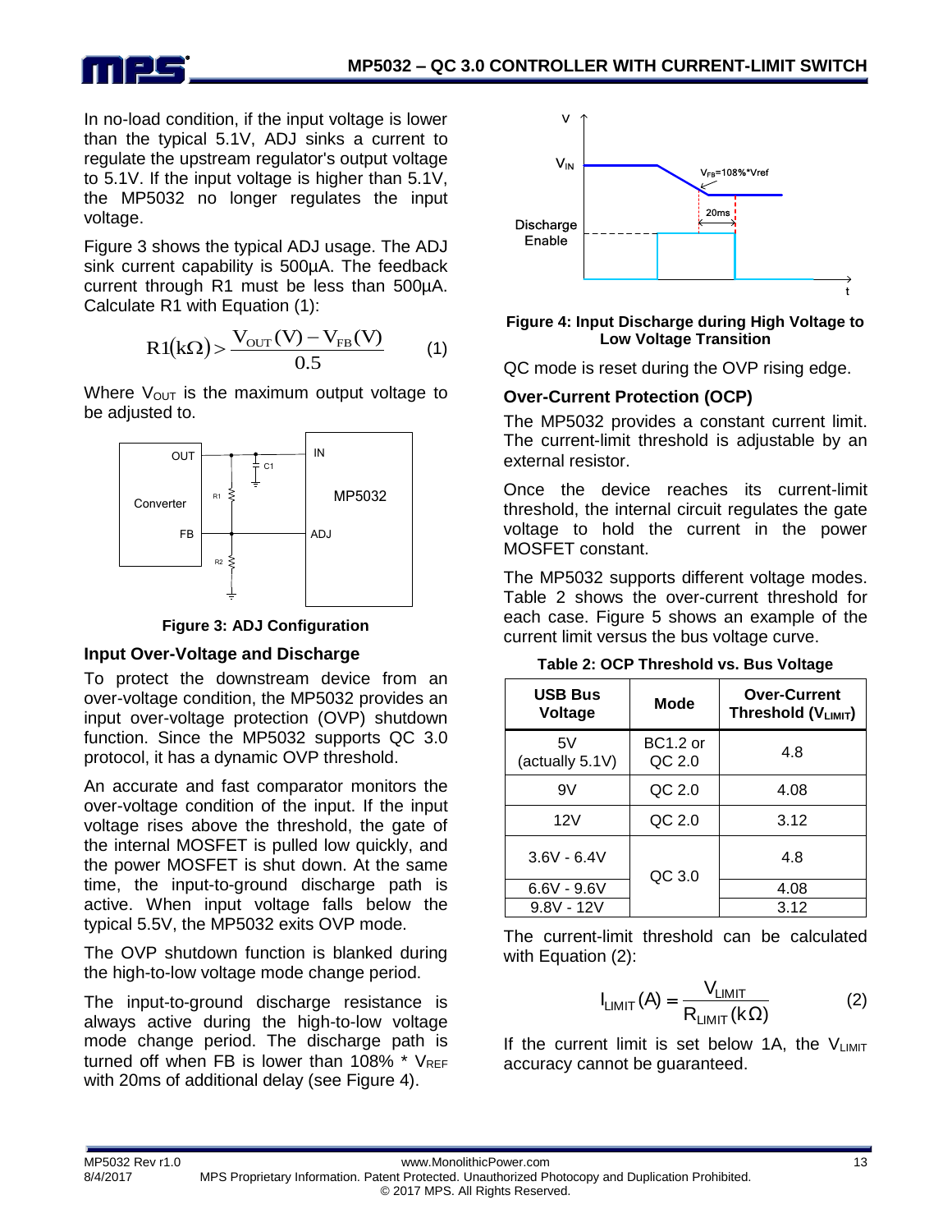In no-load condition, if the input voltage is lower than the typical 5.1V, ADJ sinks a current to regulate the upstream regulator's output voltage to 5.1V. If the input voltage is higher than 5.1V, the MP5032 no longer regulates the input voltage.

Figure 3 shows the typical ADJ usage. The ADJ sink current capability is 500µA. The feedback current through R1 must be less than 500µA. Calculate R1 with Equation (1):

$$R1(k\Omega) > \frac{V_{OUT}(V) - V_{FB}(V)}{0.5} \qquad (1)$$

Where $V_{OUT}$ is the maximum output voltage to be adjusted to.

**Figure 3: ADJ Configuration**

### Input Over-Voltage and Discharge

To protect the downstream device from an over-voltage condition, the MP5032 provides an input over-voltage protection (OVP) shutdown function. Since the MP5032 supports QC 3.0 protocol, it has a dynamic OVP threshold.

An accurate and fast comparator monitors the over-voltage condition of the input. If the input voltage rises above the threshold, the gate of the internal MOSFET is pulled low quickly, and the power MOSFET is shut down. At the same time, the input-to-ground discharge path is active. When input voltage falls below the typical 5.5V, the MP5032 exits OVP mode.

The OVP shutdown function is blanked during the high-to-low voltage mode change period.

The input-to-ground discharge resistance is always active during the high-to-low voltage mode change period. The discharge path is turned off when FB is lower than 108% * $V_{REF}$ with 20ms of additional delay (see Figure 4).

**Figure 4: Input Discharge during High Voltage to Low Voltage Transition**

QC mode is reset during the OVP rising edge.

### Over-Current Protection (OCP)

The MP5032 provides a constant current limit. The current-limit threshold is adjustable by an external resistor.

Once the device reaches its current-limit threshold, the internal circuit regulates the gate voltage to hold the current in the power MOSFET constant.

The MP5032 supports different voltage modes. Table 2 shows the over-current threshold for each case. Figure 5 shows an example of the current limit versus the bus voltage curve.

**Table 2: OCP Threshold vs. Bus Voltage**

| USB Bus Voltage | Mode | Over-Current Threshold ($V_{LIMIT}$) |
|---|---|---|
| 5V (actually 5.1V) | BC1.2 or QC 2.0 | 4.8 |
| 9V | QC 2.0 | 4.08 |
| 12V | QC 2.0 | 3.12 |
| 3.6V - 6.4V | QC 3.0 | 4.8 |
| 6.6V - 9.6V | | 4.08 |
| 9.8V - 12V | | 3.12 |

The current-limit threshold can be calculated with Equation (2):

$$I_{LIMIT}(A) = \frac{V_{LIMIT}}{R_{LIMIT}(k\Omega)} \qquad (2)$$

If the current limit is set below 1A, the $V_{LIMIT}$ accuracy cannot be guaranteed.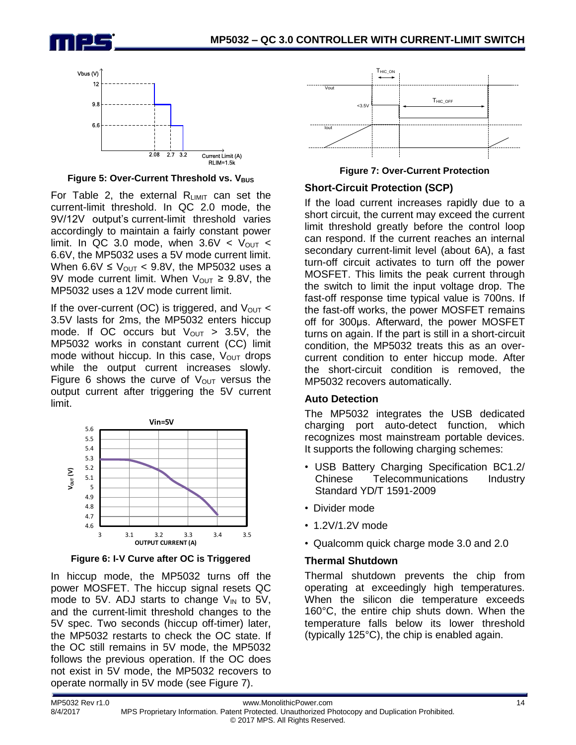Figure 5: Over-Current Threshold vs. $V_{BUS}$

For Table 2, the external $R_{LIMIT}$ can set the current-limit threshold. In QC 2.0 mode, the 9V/12V output's current-limit threshold varies accordingly to maintain a fairly constant power limit. In QC 3.0 mode, when $3.6V < V_{OUT} < 6.6V$, the MP5032 uses a 5V mode current limit. When $6.6V \leq V_{OUT} < 9.8V$, the MP5032 uses a 9V mode current limit. When $V_{OUT} \geq 9.8V$, the MP5032 uses a 12V mode current limit.

If the over-current (OC) is triggered, and $V_{OUT} < 3.5V$ lasts for 2ms, the MP5032 enters hiccup mode. If OC occurs but $V_{OUT} > 3.5V$, the MP5032 works in constant current (CC) limit mode without hiccup. In this case, $V_{OUT}$ drops while the output current increases slowly. Figure 6 shows the curve of $V_{OUT}$ versus the output current after triggering the 5V current limit.

Figure 6: I-V Curve after OC is Triggered

In hiccup mode, the MP5032 turns off the power MOSFET. The hiccup signal resets QC mode to 5V. ADJ starts to change $V_{IN}$ to 5V, and the current-limit threshold changes to the 5V spec. Two seconds (hiccup off-timer) later, the MP5032 restarts to check the OC state. If the OC still remains in 5V mode, the MP5032 follows the previous operation. If the OC does not exist in 5V mode, the MP5032 recovers to operate normally in 5V mode (see Figure 7).

Figure 7: Over-Current Protection

### Short-Circuit Protection (SCP)

If the load current increases rapidly due to a short circuit, the current may exceed the current limit threshold greatly before the control loop can respond. If the current reaches an internal secondary current-limit level (about 6A), a fast turn-off circuit activates to turn off the power MOSFET. This limits the peak current through the switch to limit the input voltage drop. The fast-off response time typical value is 700ns. If the fast-off works, the power MOSFET remains off for 300µs. Afterward, the power MOSFET turns on again. If the part is still in a short-circuit condition, the MP5032 treats this as an over-current condition to enter hiccup mode. After the short-circuit condition is removed, the MP5032 recovers automatically.

### Auto Detection

The MP5032 integrates the USB dedicated charging port auto-detect function, which recognizes most mainstream portable devices. It supports the following charging schemes:

- USB Battery Charging Specification BC1.2/ Chinese Telecommunications Industry Standard YD/T 1591-2009
- Divider mode
- 1.2V/1.2V mode
- Qualcomm quick charge mode 3.0 and 2.0

### Thermal Shutdown

Thermal shutdown prevents the chip from operating at exceedingly high temperatures. When the silicon die temperature exceeds 160°C, the entire chip shuts down. When the temperature falls below its lower threshold (typically 125°C), the chip is enabled again.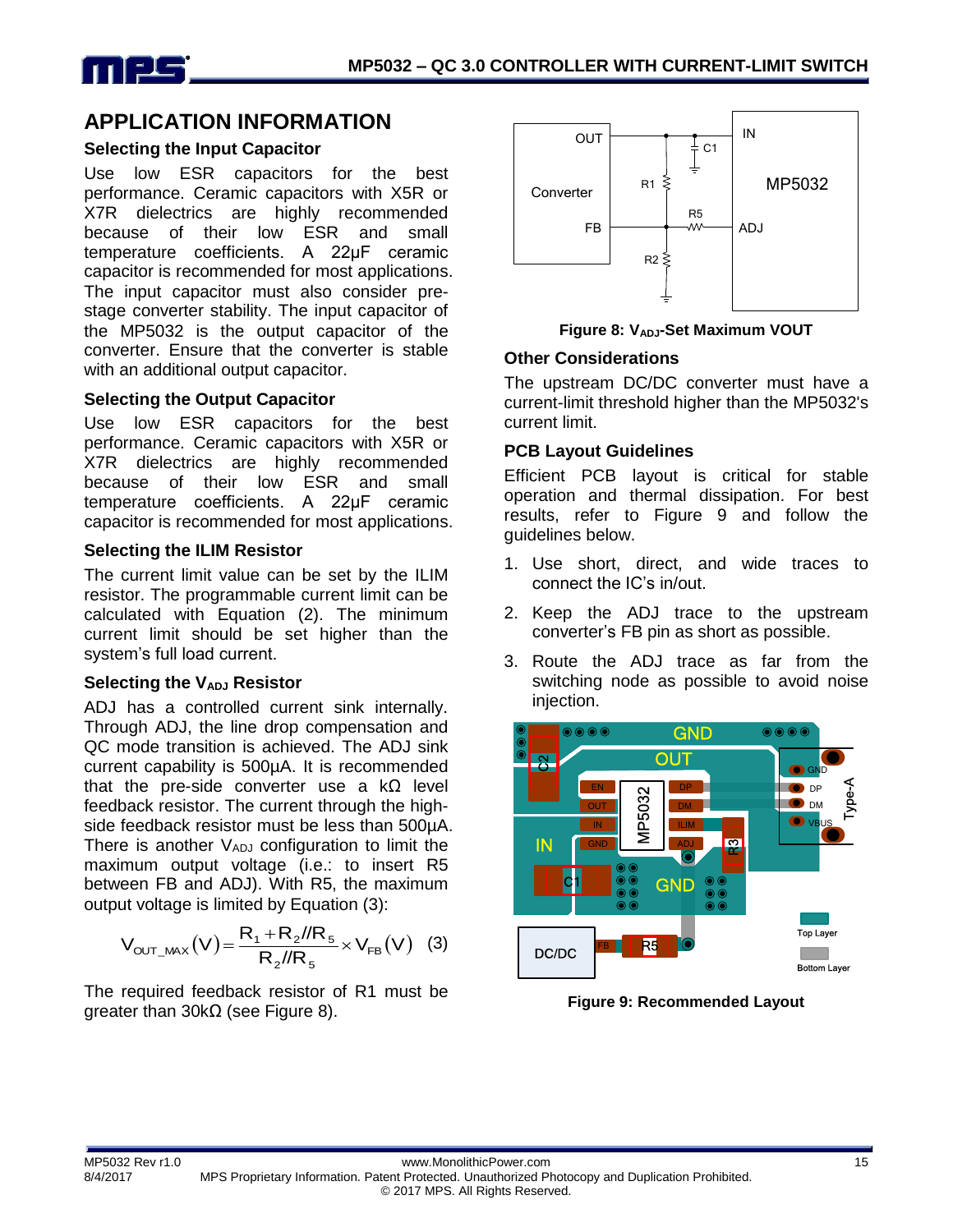## APPLICATION INFORMATION

### Selecting the Input Capacitor

Use low ESR capacitors for the best performance. Ceramic capacitors with X5R or X7R dielectrics are highly recommended because of their low ESR and small temperature coefficients. A 22µF ceramic capacitor is recommended for most applications. The input capacitor must also consider pre-stage converter stability. The input capacitor of the MP5032 is the output capacitor of the converter. Ensure that the converter is stable with an additional output capacitor.

### Selecting the Output Capacitor

Use low ESR capacitors for the best performance. Ceramic capacitors with X5R or X7R dielectrics are highly recommended because of their low ESR and small temperature coefficients. A 22µF ceramic capacitor is recommended for most applications.

### Selecting the ILIM Resistor

The current limit value can be set by the ILIM resistor. The programmable current limit can be calculated with Equation (2). The minimum current limit should be set higher than the system's full load current.

### Selecting the $V_{ADJ}$ Resistor

ADJ has a controlled current sink internally. Through ADJ, the line drop compensation and QC mode transition is achieved. The ADJ sink current capability is 500µA. It is recommended that the pre-side converter use a kΩ level feedback resistor. The current through the high-side feedback resistor must be less than 500µA. There is another $V_{ADJ}$ configuration to limit the maximum output voltage (i.e.: to insert R5 between FB and ADJ). With R5, the maximum output voltage is limited by Equation (3):

$$V_{OUT\_MAX}(V) = \frac{R_1 + R_2 // R_5}{R_2 // R_5} \times V_{FB}(V) \quad (3)$$

The required feedback resistor of R1 must be greater than 30kΩ (see Figure 8).

**Figure 8: $V_{ADJ}$-Set Maximum VOUT**

### Other Considerations

The upstream DC/DC converter must have a current-limit threshold higher than the MP5032's current limit.

### PCB Layout Guidelines

Efficient PCB layout is critical for stable operation and thermal dissipation. For best results, refer to Figure 9 and follow the guidelines below.

1. Use short, direct, and wide traces to connect the IC's in/out.
2. Keep the ADJ trace to the upstream converter's FB pin as short as possible.
3. Route the ADJ trace as far from the switching node as possible to avoid noise injection.

**Figure 9: Recommended Layout**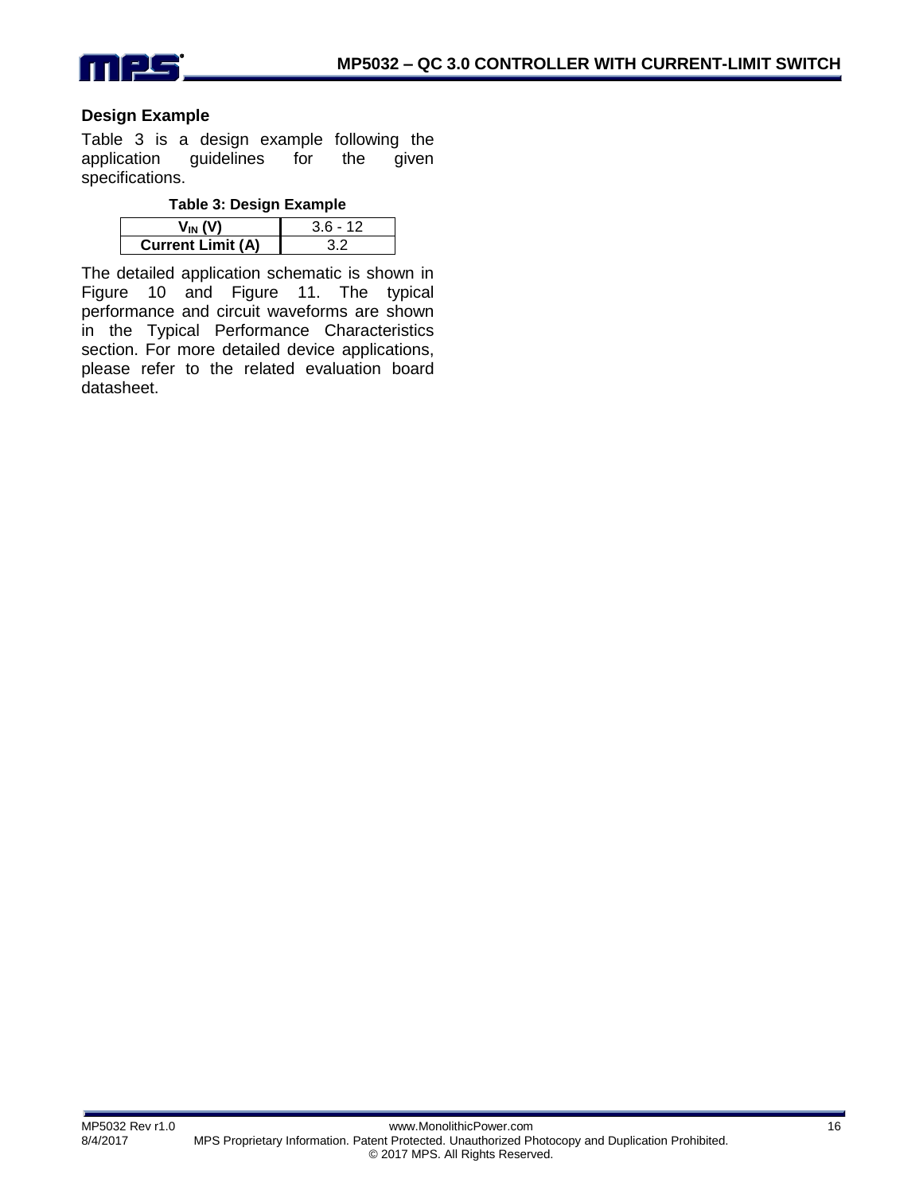### Design Example

Table 3 is a design example following the application guidelines for the given specifications.

**Table 3: Design Example**

| $V_{IN}$ (V) | 3.6 - 12 |
|---|---|
| **Current Limit (A)** | 3.2 |

The detailed application schematic is shown in Figure 10 and Figure 11. The typical performance and circuit waveforms are shown in the Typical Performance Characteristics section. For more detailed device applications, please refer to the related evaluation board datasheet.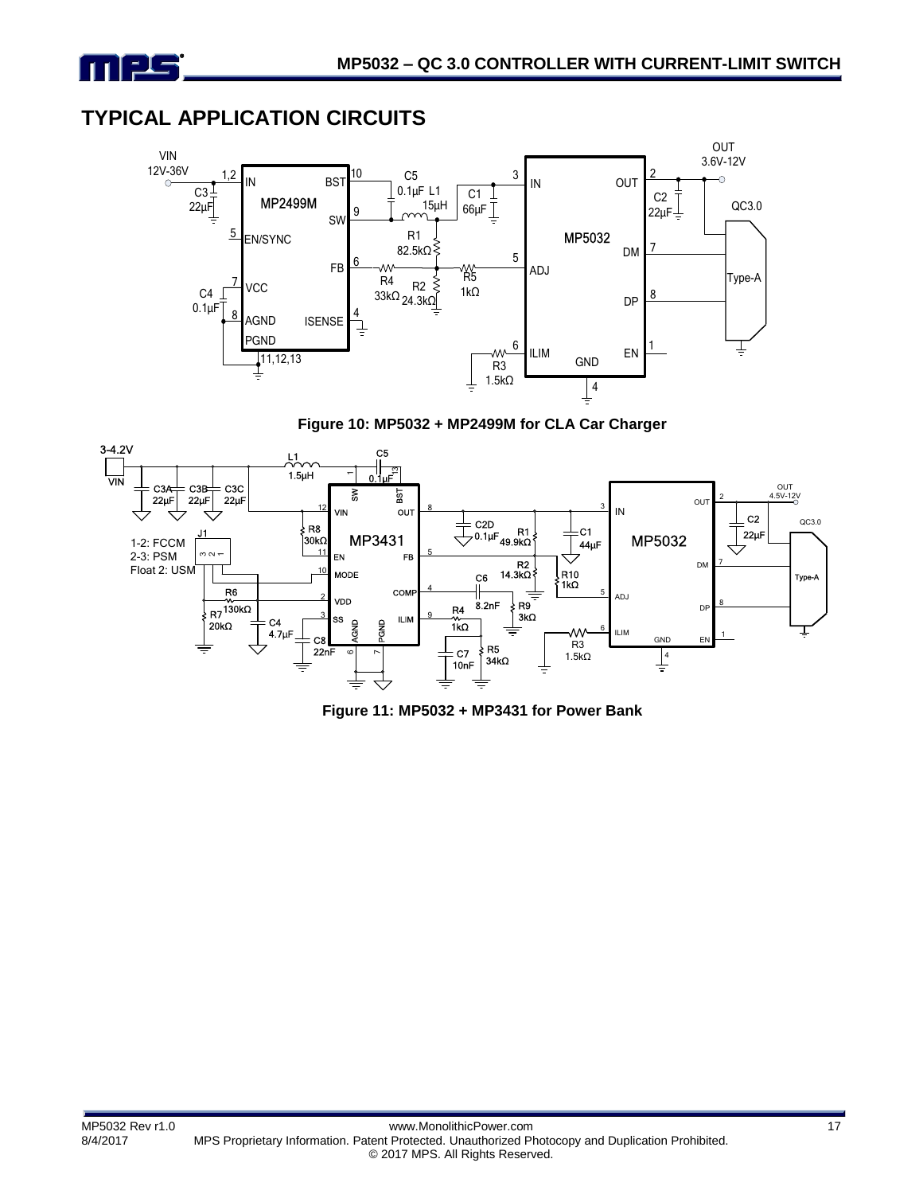## TYPICAL APPLICATION CIRCUITS

**Figure 10: MP5032 + MP2499M for CLA Car Charger**

**Figure 11: MP5032 + MP3431 for Power Bank**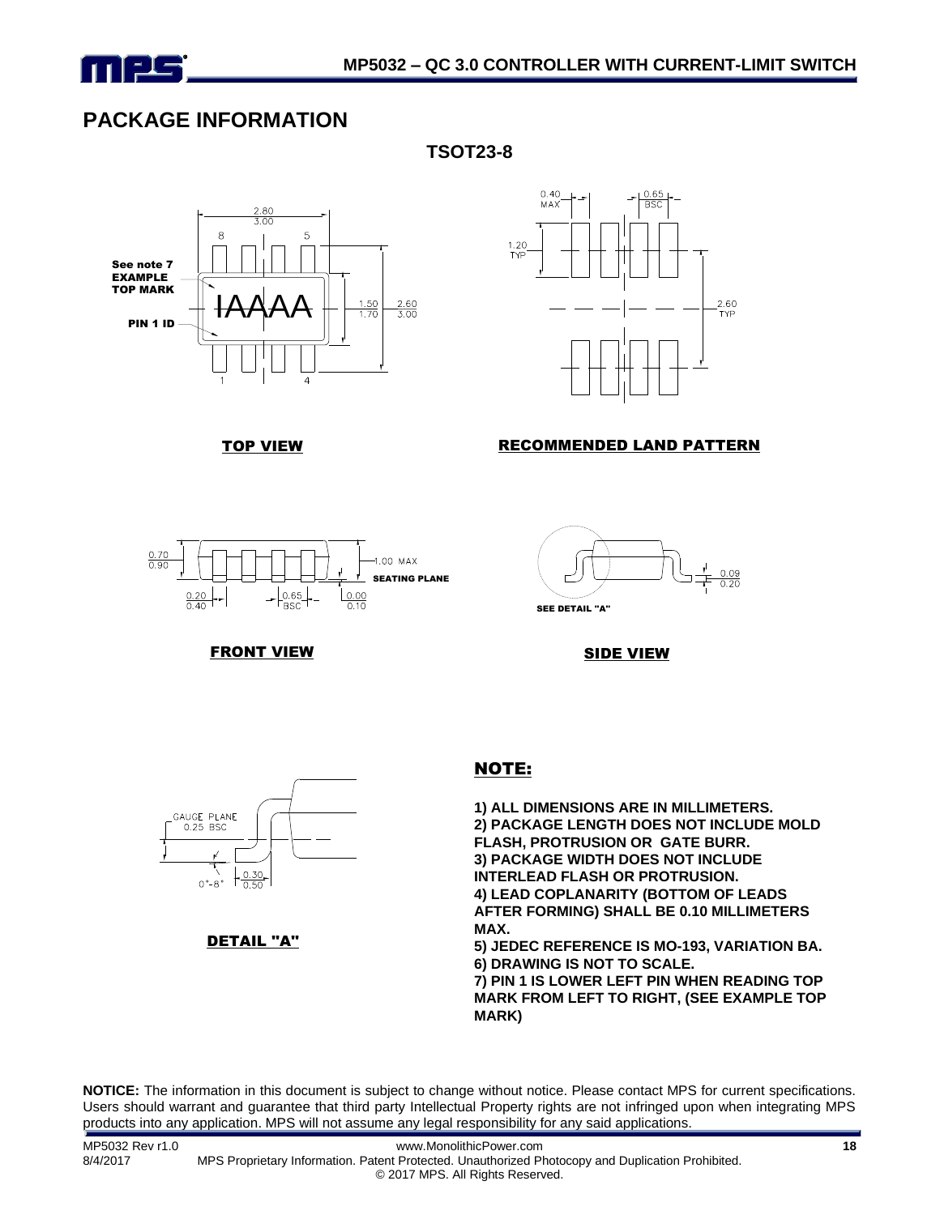## PACKAGE INFORMATION

### TSOT23-8

2.80
3.00

8
5

See note 7
EXAMPLE
TOP MARK

IAAAA

PIN 1 ID

1.50
1.70

2.60
3.00

1
4

**TOP VIEW**

0.40
MAX

0.65
BSC

1.20
TYP

2.60
TYP

**RECOMMENDED LAND PATTERN**

0.70
0.90

1.00 MAX

SEATING PLANE

0.20
0.40

0.65
BSC

0.00
0.10

**FRONT VIEW**

0.09
0.20

SEE DETAIL "A"

**SIDE VIEW**

GAUGE PLANE
0.25 BSC

0°-8°

0.30
0.50

**DETAIL "A"**

**NOTE:**

**1) ALL DIMENSIONS ARE IN MILLIMETERS.**
**2) PACKAGE LENGTH DOES NOT INCLUDE MOLD FLASH, PROTRUSION OR GATE BURR.**
**3) PACKAGE WIDTH DOES NOT INCLUDE INTERLEAD FLASH OR PROTRUSION.**
**4) LEAD COPLANARITY (BOTTOM OF LEADS AFTER FORMING) SHALL BE 0.10 MILLIMETERS MAX.**
**5) JEDEC REFERENCE IS MO-193, VARIATION BA.**
**6) DRAWING IS NOT TO SCALE.**
**7) PIN 1 IS LOWER LEFT PIN WHEN READING TOP MARK FROM LEFT TO RIGHT, (SEE EXAMPLE TOP MARK)**

**NOTICE:** The information in this document is subject to change without notice. Please contact MPS for current specifications. Users should warrant and guarantee that third party Intellectual Property rights are not infringed upon when integrating MPS products into any application. MPS will not assume any legal responsibility for any said applications.